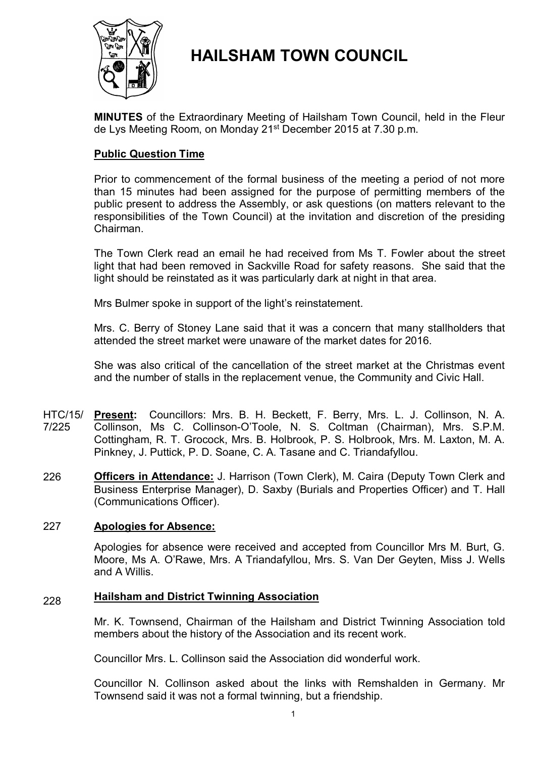# HAILSHAM TOWN COUNCIL

**MINUTES** of the Extraordinary Meeting of Hailsham Town Council, held in the Fleur de Lys Meeting Room, on Monday 21st December 2015 at 7.30 p.m.

## Public Question Time

Prior to commencement of the formal business of the meeting a period of not more than 15 minutes had been assigned for the purpose of permitting members of the public present to address the Assembly, or ask questions (on matters relevant to the responsibilities of the Town Council) at the invitation and discretion of the presiding Chairman.

The Town Clerk read an email he had received from Ms T. Fowler about the street light that had been removed in Sackville Road for safety reasons. She said that the light should be reinstated as it was particularly dark at night in that area.

Mrs Bulmer spoke in support of the light's reinstatement.

Mrs. C. Berry of Stoney Lane said that it was a concern that many stallholders that attended the street market were unaware of the market dates for 2016.

She was also critical of the cancellation of the street market at the Christmas event and the number of stalls in the replacement venue, the Community and Civic Hall.

HTC/15/7/225 **Present:** Councillors: Mrs. B. H. Beckett, F. Berry, Mrs. L. J. Collinson, N. A. Collinson, Ms C. Collinson-O'Toole, N. S. Coltman (Chairman), Mrs. S.P.M. Cottingham, R. T. Grocock, Mrs. B. Holbrook, P. S. Holbrook, Mrs. M. Laxton, M. A. Pinkney, J. Puttick, P. D. Soane, C. A. Tasane and C. Triandafyllou.

226 **Officers in Attendance:** J. Harrison (Town Clerk), M. Caira (Deputy Town Clerk and Business Enterprise Manager), D. Saxby (Burials and Properties Officer) and T. Hall (Communications Officer).

227 **Apologies for Absence:**

Apologies for absence were received and accepted from Councillor Mrs M. Burt, G. Moore, Ms A. O'Rawe, Mrs. A Triandafyllou, Mrs. S. Van Der Geyten, Miss J. Wells and A Willis.

228 **Hailsham and District Twinning Association**

Mr. K. Townsend, Chairman of the Hailsham and District Twinning Association told members about the history of the Association and its recent work.

Councillor Mrs. L. Collinson said the Association did wonderful work.

Councillor N. Collinson asked about the links with Remshalden in Germany. Mr Townsend said it was not a formal twinning, but a friendship.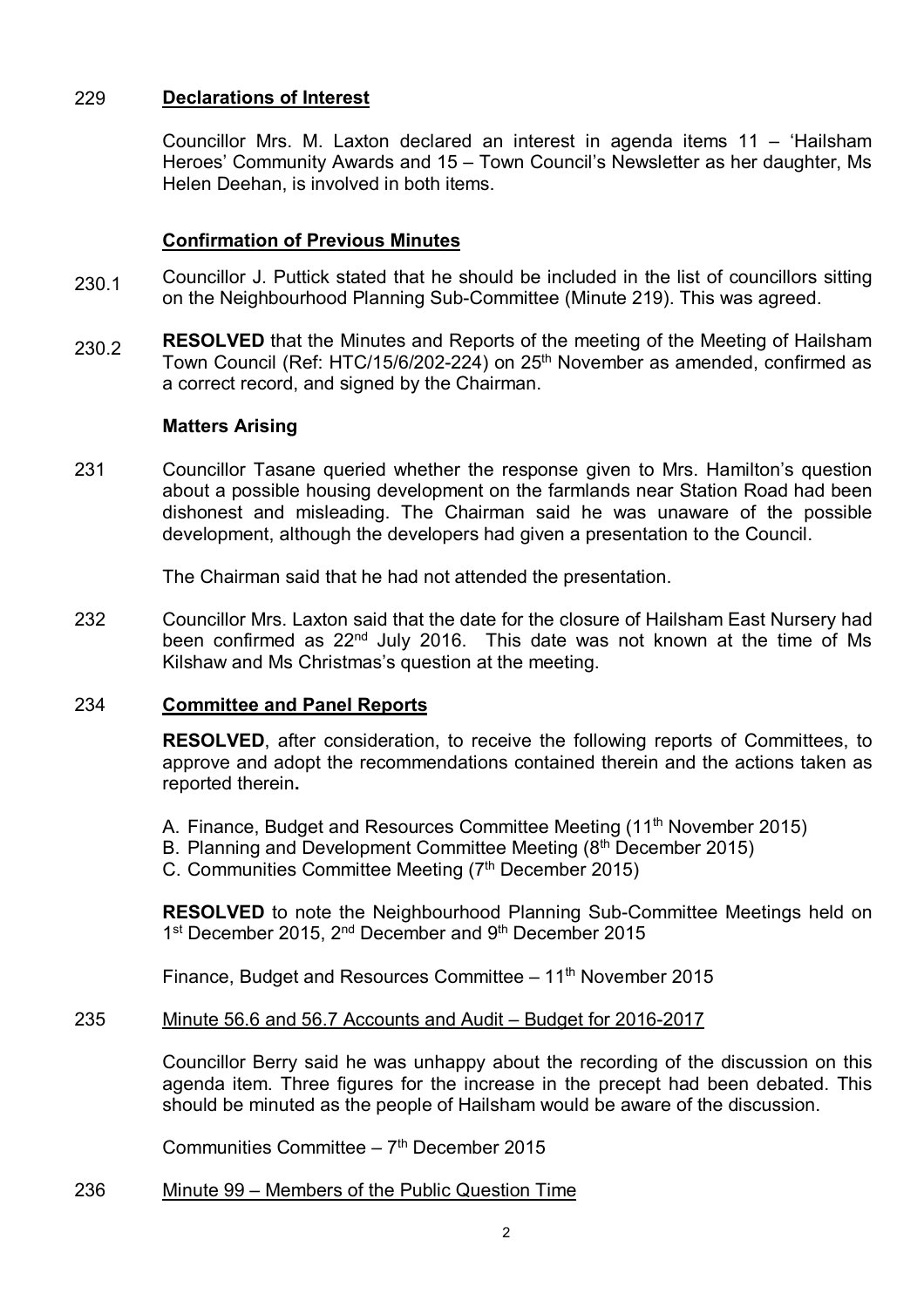229 **Declarations of Interest**

Councillor Mrs. M. Laxton declared an interest in agenda items 11 – 'Hailsham Heroes' Community Awards and 15 – Town Council's Newsletter as her daughter, Ms Helen Deehan, is involved in both items.

**Confirmation of Previous Minutes**

230.1 Councillor J. Puttick stated that he should be included in the list of councillors sitting on the Neighbourhood Planning Sub-Committee (Minute 219). This was agreed.

230.2 **RESOLVED** that the Minutes and Reports of the meeting of the Meeting of Hailsham Town Council (Ref: HTC/15/6/202-224) on 25th November as amended, confirmed as a correct record, and signed by the Chairman.

**Matters Arising**

231 Councillor Tasane queried whether the response given to Mrs. Hamilton's question about a possible housing development on the farmlands near Station Road had been dishonest and misleading. The Chairman said he was unaware of the possible development, although the developers had given a presentation to the Council.

The Chairman said that he had not attended the presentation.

232 Councillor Mrs. Laxton said that the date for the closure of Hailsham East Nursery had been confirmed as 22nd July 2016. This date was not known at the time of Ms Kilshaw and Ms Christmas's question at the meeting.

234 **Committee and Panel Reports**

**RESOLVED**, after consideration, to receive the following reports of Committees, to approve and adopt the recommendations contained therein and the actions taken as reported therein**.**

A. Finance, Budget and Resources Committee Meeting (11th November 2015)
B. Planning and Development Committee Meeting (8th December 2015)
C. Communities Committee Meeting (7th December 2015)

**RESOLVED** to note the Neighbourhood Planning Sub-Committee Meetings held on 1st December 2015, 2nd December and 9th December 2015

Finance, Budget and Resources Committee – 11th November 2015

235 Minute 56.6 and 56.7 Accounts and Audit – Budget for 2016-2017

Councillor Berry said he was unhappy about the recording of the discussion on this agenda item. Three figures for the increase in the precept had been debated. This should be minuted as the people of Hailsham would be aware of the discussion.

Communities Committee – 7th December 2015

236 Minute 99 – Members of the Public Question Time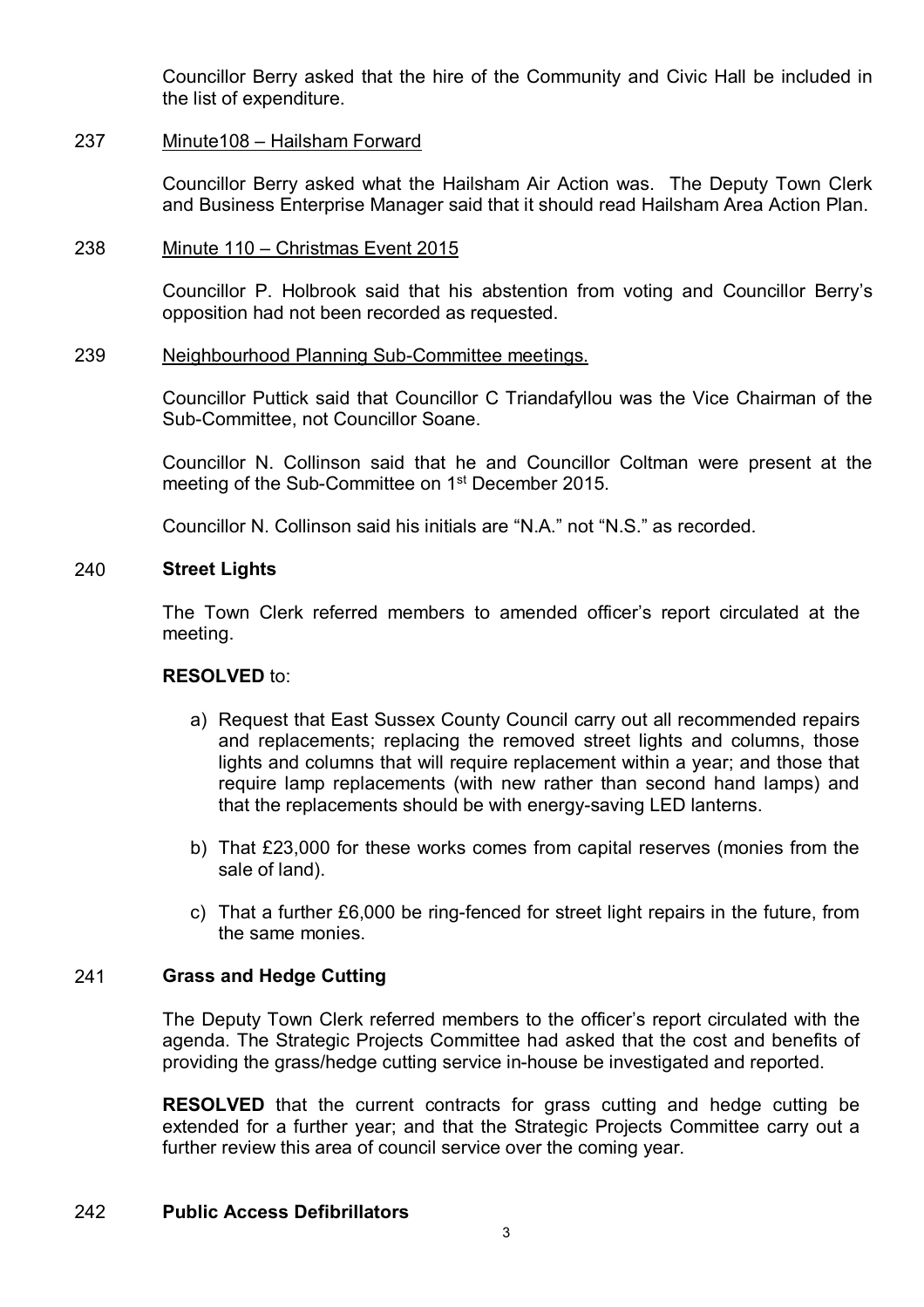Councillor Berry asked that the hire of the Community and Civic Hall be included in the list of expenditure.

237 Minute108 – Hailsham Forward

Councillor Berry asked what the Hailsham Air Action was. The Deputy Town Clerk and Business Enterprise Manager said that it should read Hailsham Area Action Plan.

238 Minute 110 – Christmas Event 2015

Councillor P. Holbrook said that his abstention from voting and Councillor Berry's opposition had not been recorded as requested.

239 Neighbourhood Planning Sub-Committee meetings.

Councillor Puttick said that Councillor C Triandafyllou was the Vice Chairman of the Sub-Committee, not Councillor Soane.

Councillor N. Collinson said that he and Councillor Coltman were present at the meeting of the Sub-Committee on 1st December 2015.

Councillor N. Collinson said his initials are "N.A." not "N.S." as recorded.

## 240 Street Lights

The Town Clerk referred members to amended officer's report circulated at the meeting.

**RESOLVED** to:

a) Request that East Sussex County Council carry out all recommended repairs and replacements; replacing the removed street lights and columns, those lights and columns that will require replacement within a year; and those that require lamp replacements (with new rather than second hand lamps) and that the replacements should be with energy-saving LED lanterns.

b) That £23,000 for these works comes from capital reserves (monies from the sale of land).

c) That a further £6,000 be ring-fenced for street light repairs in the future, from the same monies.

## 241 Grass and Hedge Cutting

The Deputy Town Clerk referred members to the officer's report circulated with the agenda. The Strategic Projects Committee had asked that the cost and benefits of providing the grass/hedge cutting service in-house be investigated and reported.

**RESOLVED** that the current contracts for grass cutting and hedge cutting be extended for a further year; and that the Strategic Projects Committee carry out a further review this area of council service over the coming year.

## 242 Public Access Defibrillators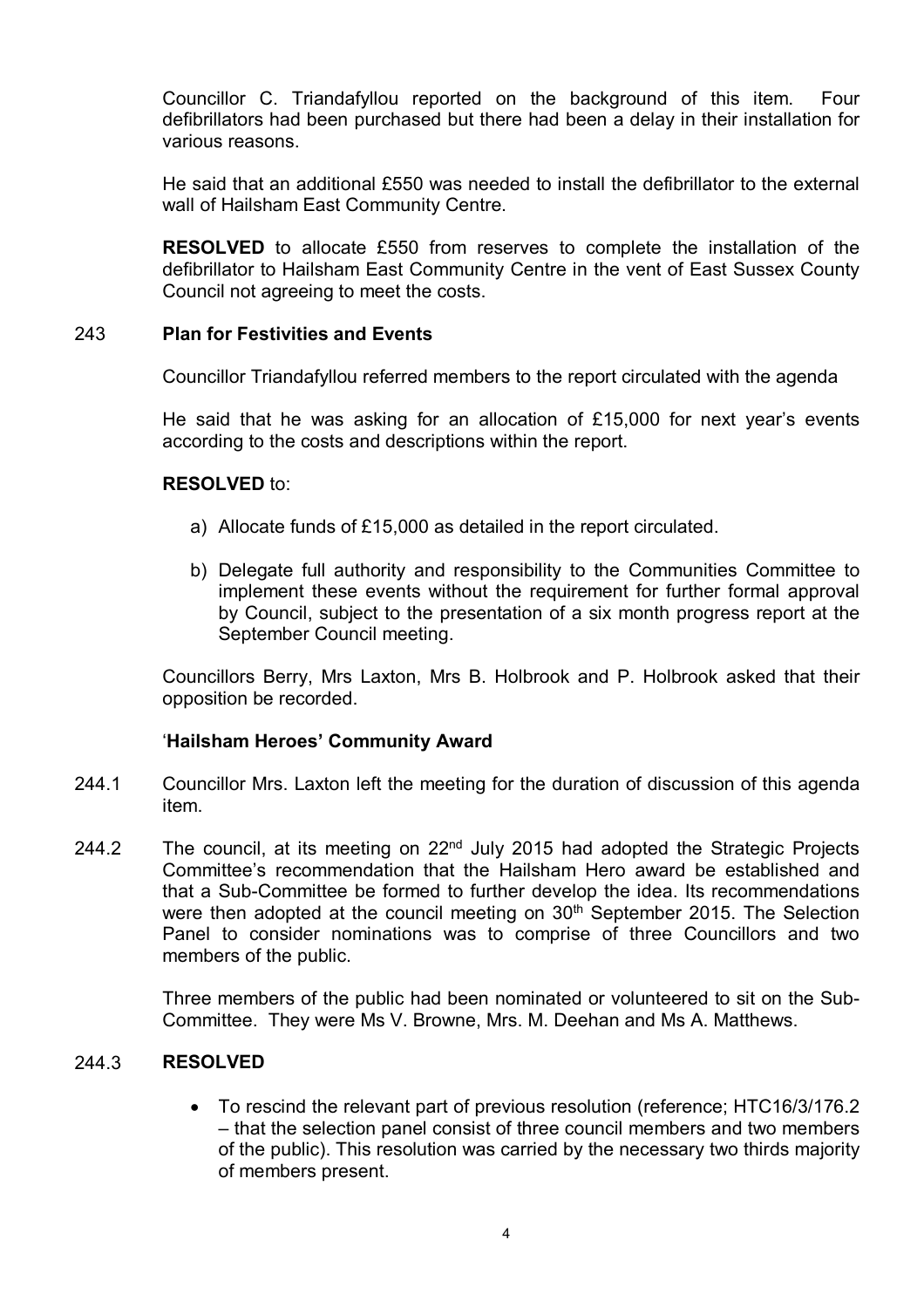Councillor C. Triandafyllou reported on the background of this item. Four defibrillators had been purchased but there had been a delay in their installation for various reasons.

He said that an additional £550 was needed to install the defibrillator to the external wall of Hailsham East Community Centre.

**RESOLVED** to allocate £550 from reserves to complete the installation of the defibrillator to Hailsham East Community Centre in the vent of East Sussex County Council not agreeing to meet the costs.

243 **Plan for Festivities and Events**

Councillor Triandafyllou referred members to the report circulated with the agenda

He said that he was asking for an allocation of £15,000 for next year's events according to the costs and descriptions within the report.

**RESOLVED** to:

a) Allocate funds of £15,000 as detailed in the report circulated.

b) Delegate full authority and responsibility to the Communities Committee to implement these events without the requirement for further formal approval by Council, subject to the presentation of a six month progress report at the September Council meeting.

Councillors Berry, Mrs Laxton, Mrs B. Holbrook and P. Holbrook asked that their opposition be recorded.

'**Hailsham Heroes' Community Award**

244.1 Councillor Mrs. Laxton left the meeting for the duration of discussion of this agenda item.

244.2 The council, at its meeting on 22nd July 2015 had adopted the Strategic Projects Committee's recommendation that the Hailsham Hero award be established and that a Sub-Committee be formed to further develop the idea. Its recommendations were then adopted at the council meeting on 30th September 2015. The Selection Panel to consider nominations was to comprise of three Councillors and two members of the public.

Three members of the public had been nominated or volunteered to sit on the Sub-Committee. They were Ms V. Browne, Mrs. M. Deehan and Ms A. Matthews.

244.3 **RESOLVED**

- To rescind the relevant part of previous resolution (reference; HTC16/3/176.2 – that the selection panel consist of three council members and two members of the public). This resolution was carried by the necessary two thirds majority of members present.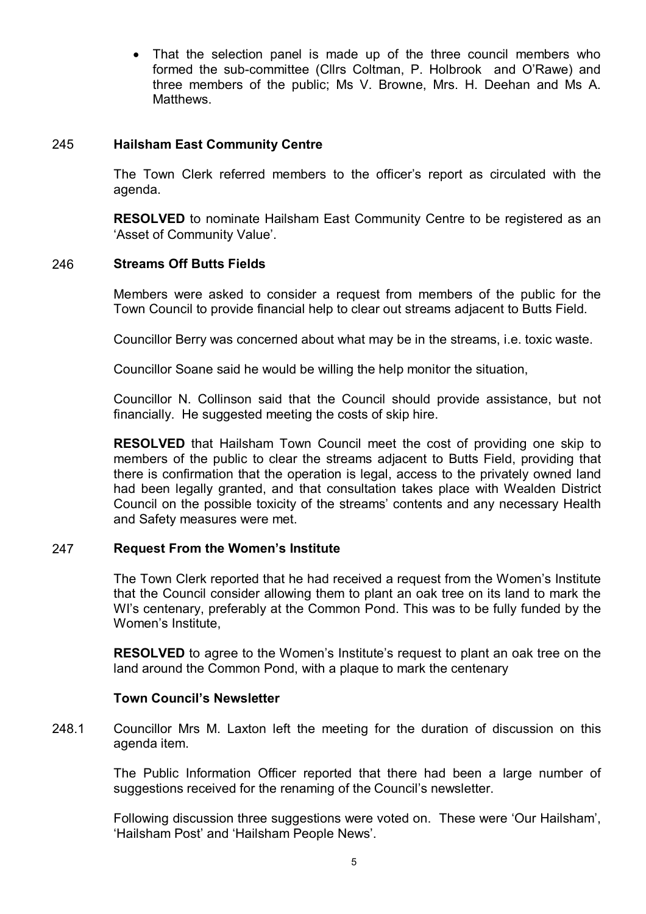- That the selection panel is made up of the three council members who formed the sub-committee (Cllrs Coltman, P. Holbrook and O'Rawe) and three members of the public; Ms V. Browne, Mrs. H. Deehan and Ms A. Matthews.

### 245 Hailsham East Community Centre

The Town Clerk referred members to the officer's report as circulated with the agenda.

**RESOLVED** to nominate Hailsham East Community Centre to be registered as an 'Asset of Community Value'.

### 246 Streams Off Butts Fields

Members were asked to consider a request from members of the public for the Town Council to provide financial help to clear out streams adjacent to Butts Field.

Councillor Berry was concerned about what may be in the streams, i.e. toxic waste.

Councillor Soane said he would be willing the help monitor the situation,

Councillor N. Collinson said that the Council should provide assistance, but not financially. He suggested meeting the costs of skip hire.

**RESOLVED** that Hailsham Town Council meet the cost of providing one skip to members of the public to clear the streams adjacent to Butts Field, providing that there is confirmation that the operation is legal, access to the privately owned land had been legally granted, and that consultation takes place with Wealden District Council on the possible toxicity of the streams' contents and any necessary Health and Safety measures were met.

### 247 Request From the Women's Institute

The Town Clerk reported that he had received a request from the Women's Institute that the Council consider allowing them to plant an oak tree on its land to mark the WI's centenary, preferably at the Common Pond. This was to be fully funded by the Women's Institute,

**RESOLVED** to agree to the Women's Institute's request to plant an oak tree on the land around the Common Pond, with a plaque to mark the centenary

### Town Council's Newsletter

248.1 Councillor Mrs M. Laxton left the meeting for the duration of discussion on this agenda item.

The Public Information Officer reported that there had been a large number of suggestions received for the renaming of the Council's newsletter.

Following discussion three suggestions were voted on. These were 'Our Hailsham', 'Hailsham Post' and 'Hailsham People News'.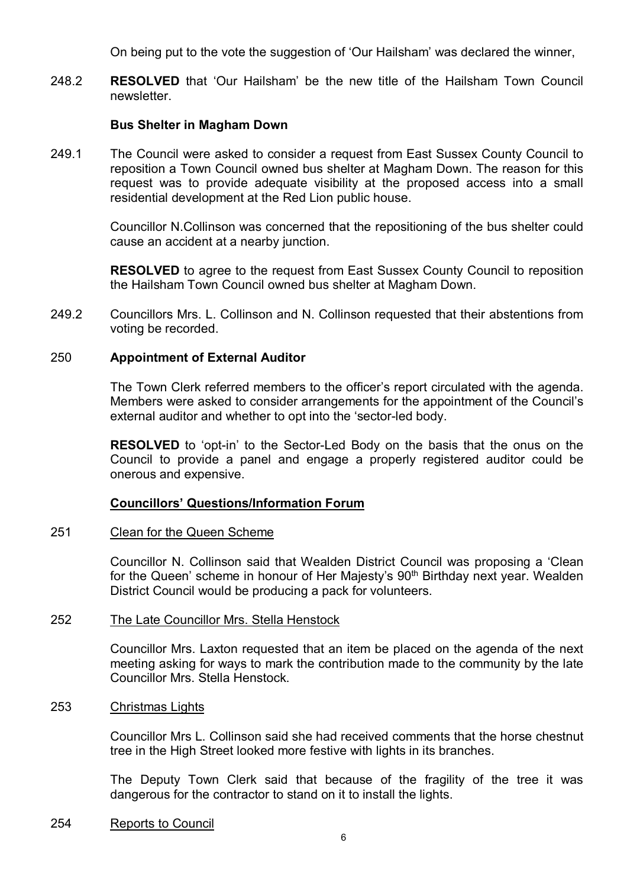On being put to the vote the suggestion of 'Our Hailsham' was declared the winner,

248.2 **RESOLVED** that 'Our Hailsham' be the new title of the Hailsham Town Council newsletter.

**Bus Shelter in Magham Down**

249.1 The Council were asked to consider a request from East Sussex County Council to reposition a Town Council owned bus shelter at Magham Down. The reason for this request was to provide adequate visibility at the proposed access into a small residential development at the Red Lion public house.

Councillor N.Collinson was concerned that the repositioning of the bus shelter could cause an accident at a nearby junction.

**RESOLVED** to agree to the request from East Sussex County Council to reposition the Hailsham Town Council owned bus shelter at Magham Down.

249.2 Councillors Mrs. L. Collinson and N. Collinson requested that their abstentions from voting be recorded.

250 **Appointment of External Auditor**

The Town Clerk referred members to the officer's report circulated with the agenda. Members were asked to consider arrangements for the appointment of the Council's external auditor and whether to opt into the 'sector-led body.

**RESOLVED** to 'opt-in' to the Sector-Led Body on the basis that the onus on the Council to provide a panel and engage a properly registered auditor could be onerous and expensive.

**Councillors' Questions/Information Forum**

251 Clean for the Queen Scheme

Councillor N. Collinson said that Wealden District Council was proposing a 'Clean for the Queen' scheme in honour of Her Majesty's 90th Birthday next year. Wealden District Council would be producing a pack for volunteers.

252 The Late Councillor Mrs. Stella Henstock

Councillor Mrs. Laxton requested that an item be placed on the agenda of the next meeting asking for ways to mark the contribution made to the community by the late Councillor Mrs. Stella Henstock.

253 Christmas Lights

Councillor Mrs L. Collinson said she had received comments that the horse chestnut tree in the High Street looked more festive with lights in its branches.

The Deputy Town Clerk said that because of the fragility of the tree it was dangerous for the contractor to stand on it to install the lights.

254 Reports to Council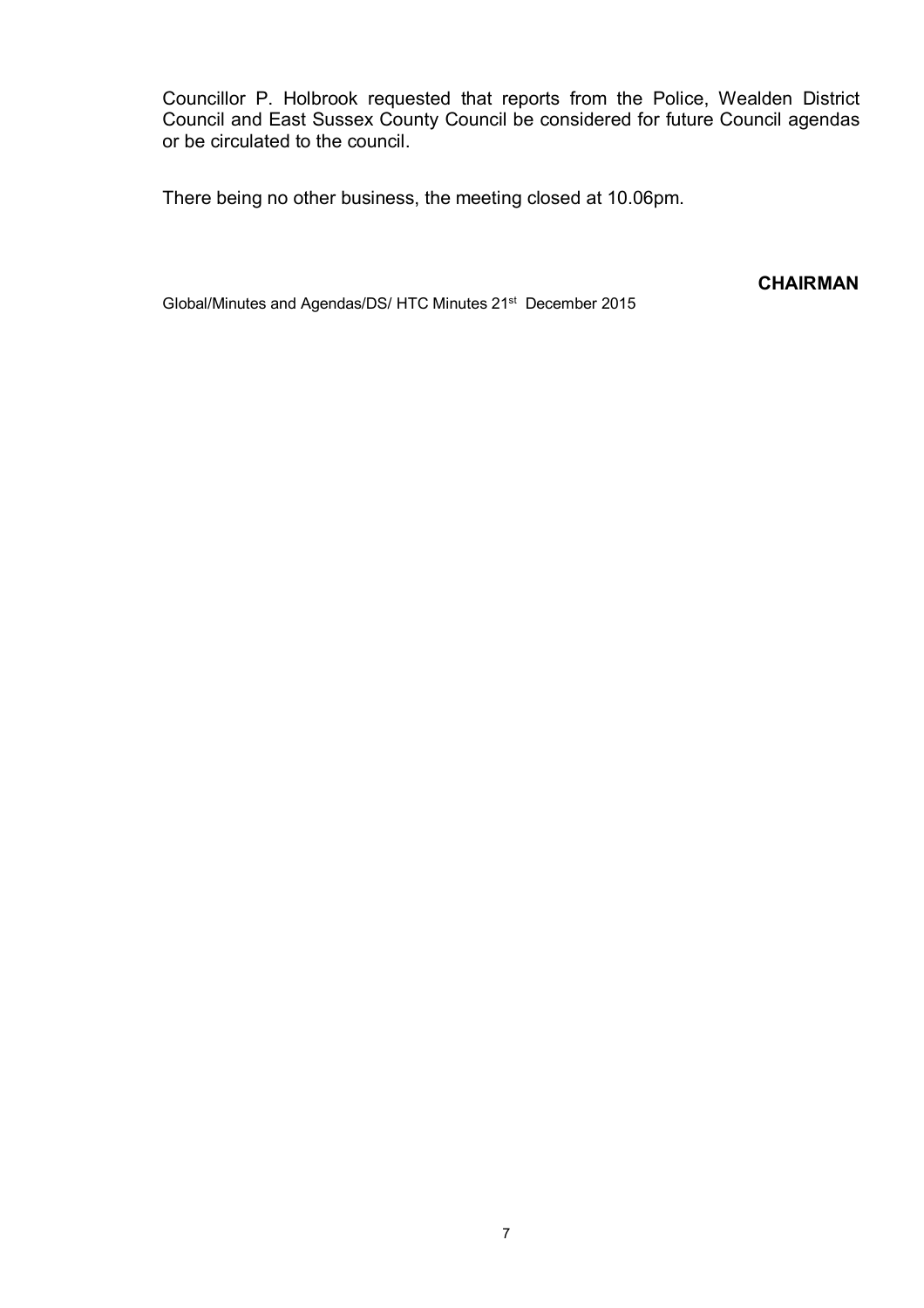Councillor P. Holbrook requested that reports from the Police, Wealden District Council and East Sussex County Council be considered for future Council agendas or be circulated to the council.

There being no other business, the meeting closed at 10.06pm.

**CHAIRMAN**

Global/Minutes and Agendas/DS/ HTC Minutes 21st December 2015